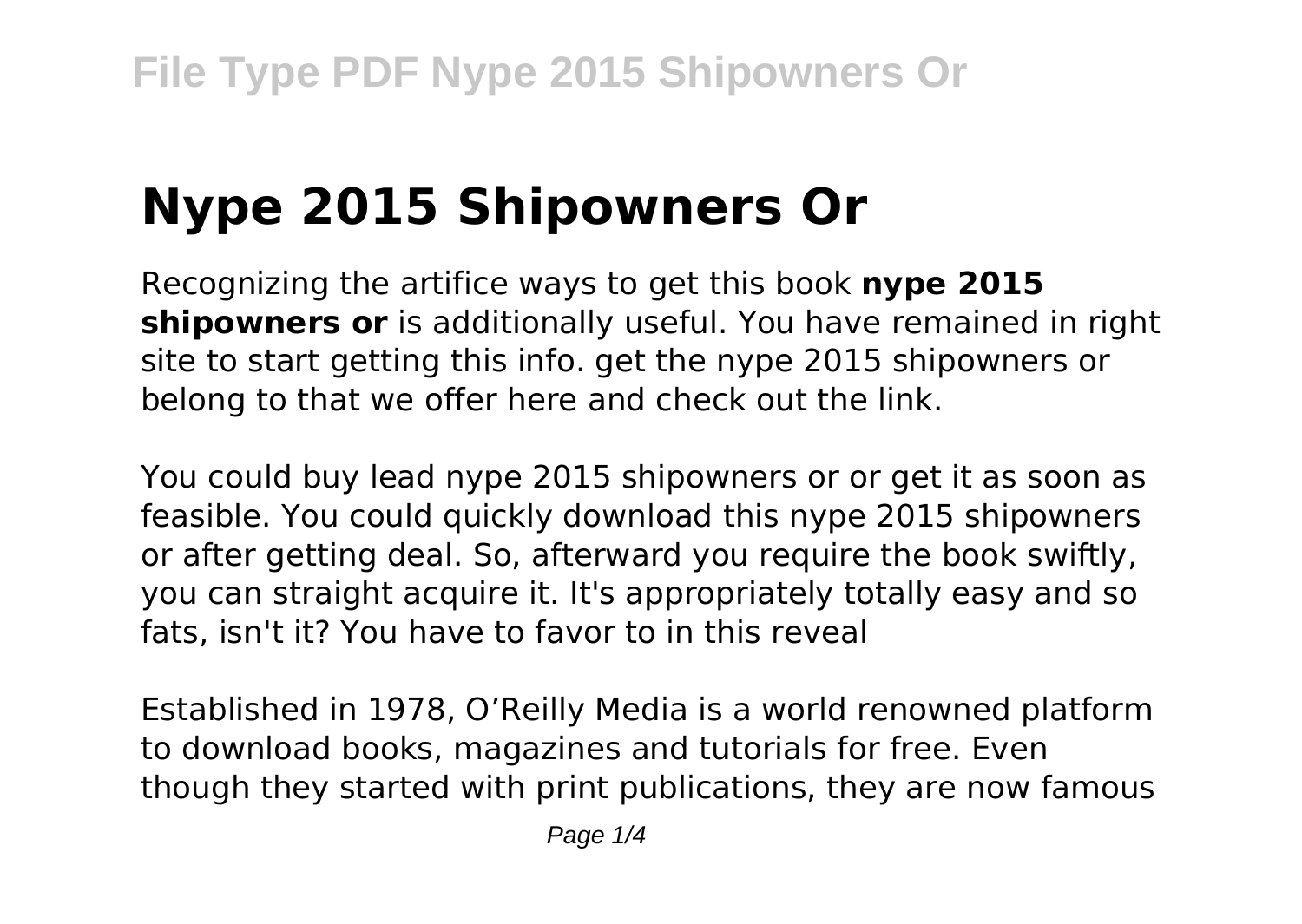# Nype 2015 Shipowners Or

Recognizing the artifice ways to get this book **nype 2015 shipowners or** is additionally useful. You have remained in right site to start getting this info. get the nype 2015 shipowners or belong to that we offer here and check out the link.

You could buy lead nype 2015 shipowners or or get it as soon as feasible. You could quickly download this nype 2015 shipowners or after getting deal. So, afterward you require the book swiftly, you can straight acquire it. It's appropriately totally easy and so fats, isn't it? You have to favor to in this reveal

Established in 1978, O'Reilly Media is a world renowned platform to download books, magazines and tutorials for free. Even though they started with print publications, they are now famous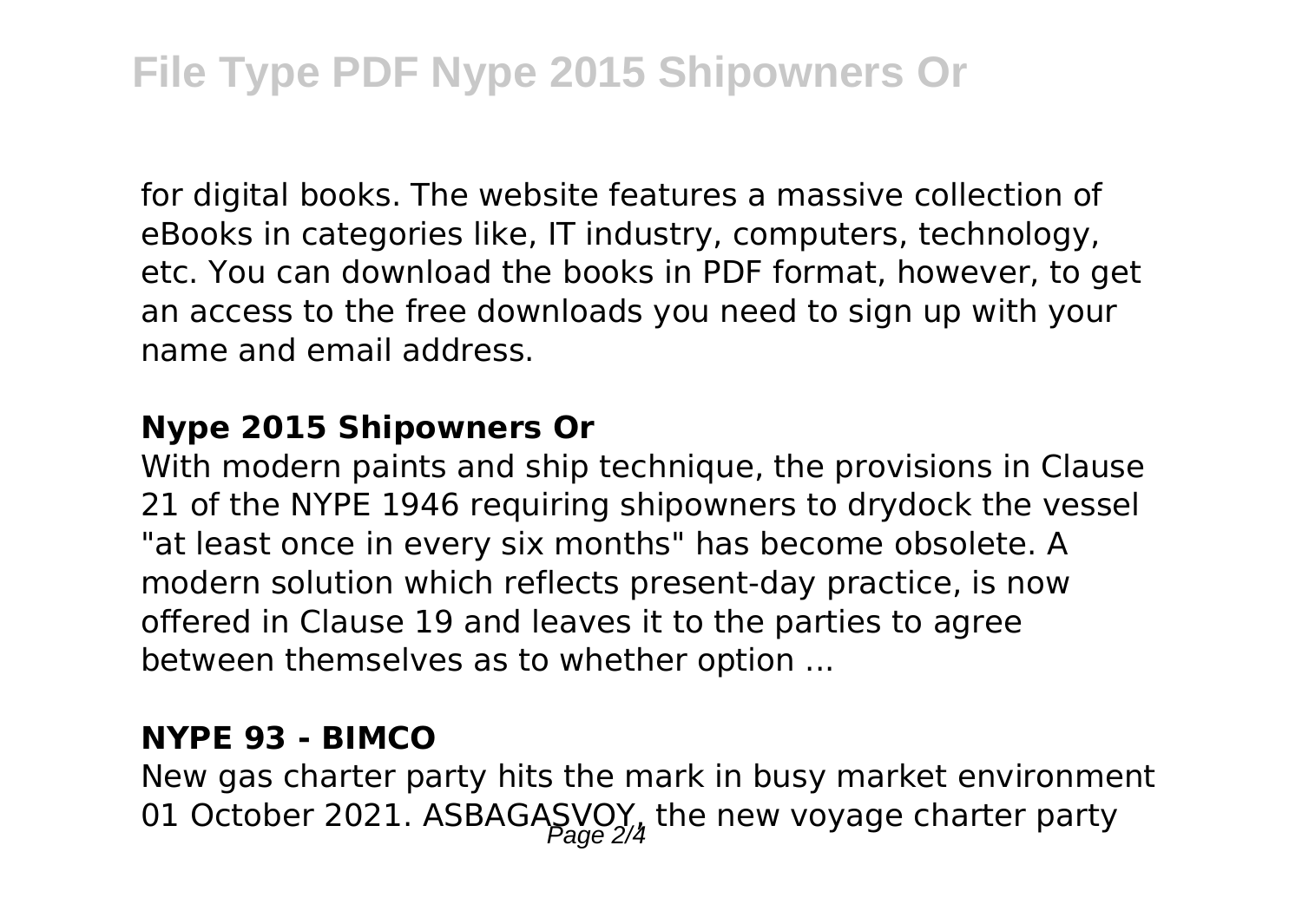for digital books. The website features a massive collection of eBooks in categories like, IT industry, computers, technology, etc. You can download the books in PDF format, however, to get an access to the free downloads you need to sign up with your name and email address.

**Nype 2015 Shipowners Or**

With modern paints and ship technique, the provisions in Clause 21 of the NYPE 1946 requiring shipowners to drydock the vessel "at least once in every six months" has become obsolete. A modern solution which reflects present-day practice, is now offered in Clause 19 and leaves it to the parties to agree between themselves as to whether option ...

**NYPE 93 - BIMCO**

New gas charter party hits the mark in busy market environment 01 October 2021. ASBAGASVOY, the new voyage charter party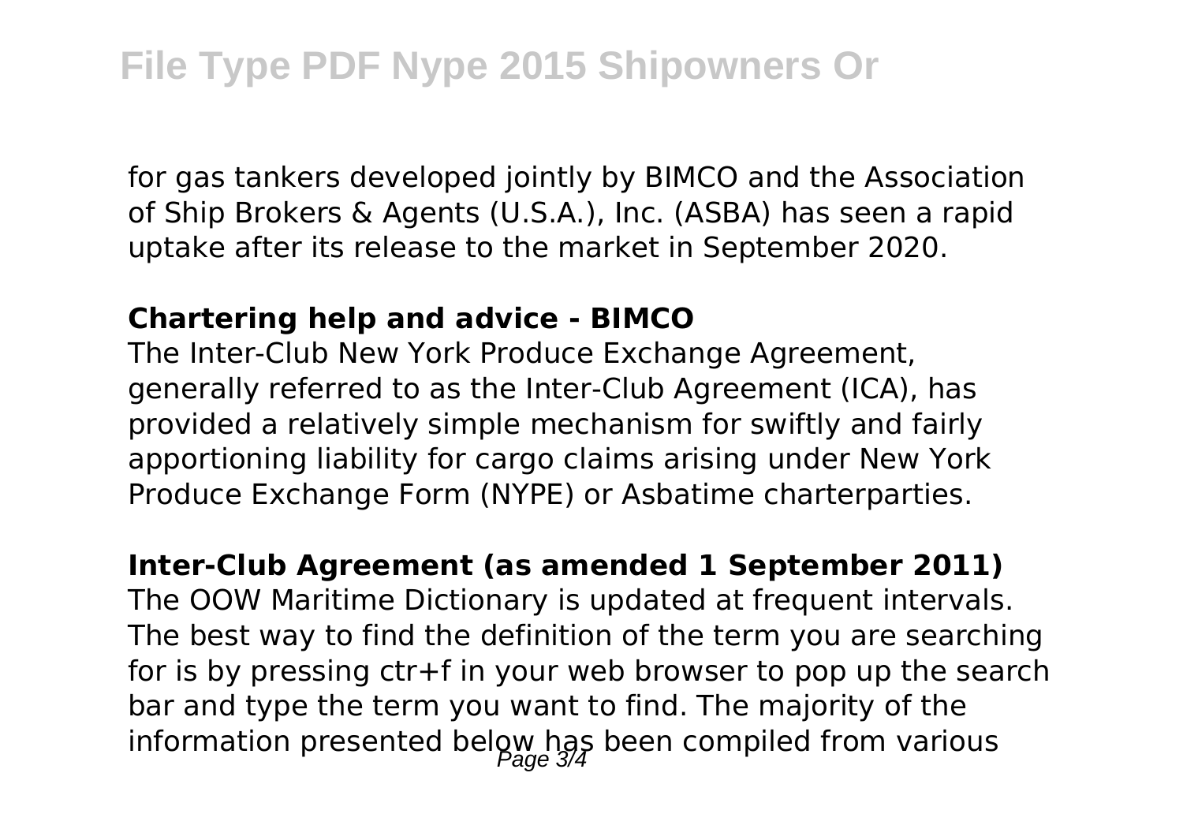for gas tankers developed jointly by BIMCO and the Association of Ship Brokers & Agents (U.S.A.), Inc. (ASBA) has seen a rapid uptake after its release to the market in September 2020.

**Chartering help and advice - BIMCO**

The Inter-Club New York Produce Exchange Agreement, generally referred to as the Inter-Club Agreement (ICA), has provided a relatively simple mechanism for swiftly and fairly apportioning liability for cargo claims arising under New York Produce Exchange Form (NYPE) or Asbatime charterparties.

**Inter-Club Agreement (as amended 1 September 2011)**

The OOW Maritime Dictionary is updated at frequent intervals. The best way to find the definition of the term you are searching for is by pressing ctr+f in your web browser to pop up the search bar and type the term you want to find. The majority of the information presented below has been compiled from various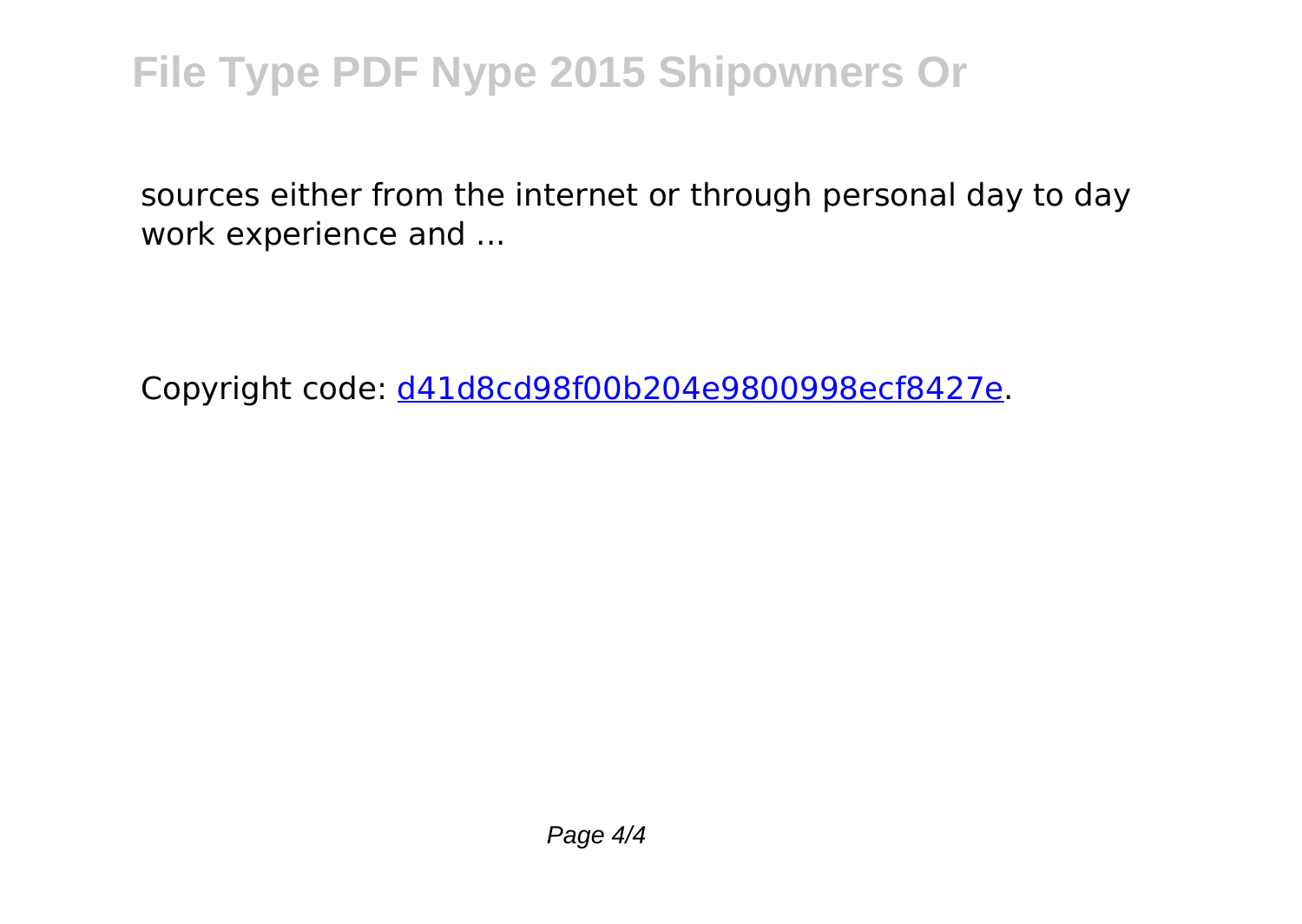sources either from the internet or through personal day to day work experience and ...

Copyright code: [d41d8cd98f00b204e9800998ecf8427e](d41d8cd98f00b204e9800998ecf8427e).